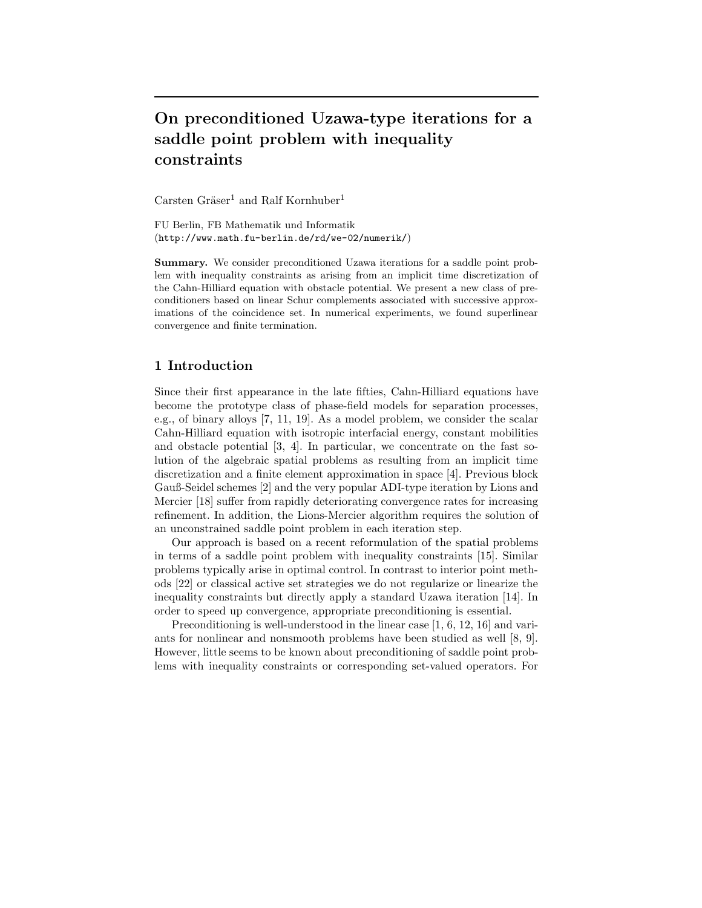# On preconditioned Uzawa-type iterations for a saddle point problem with inequality constraints

Carsten Gräser[1] and Ralf Kornhuber[1]

FU Berlin, FB Mathematik und Informatik
(http://www.math.fu-berlin.de/rd/we-02/numerik/)

**Summary.** We consider preconditioned Uzawa iterations for a saddle point problem with inequality constraints as arising from an implicit time discretization of the Cahn-Hilliard equation with obstacle potential. We present a new class of preconditioners based on linear Schur complements associated with successive approximations of the coincidence set. In numerical experiments, we found superlinear convergence and finite termination.

## 1 Introduction

Since their first appearance in the late fifties, Cahn-Hilliard equations have become the prototype class of phase-field models for separation processes, e.g., of binary alloys [7, 11, 19]. As a model problem, we consider the scalar Cahn-Hilliard equation with isotropic interfacial energy, constant mobilities and obstacle potential [3, 4]. In particular, we concentrate on the fast solution of the algebraic spatial problems as resulting from an implicit time discretization and a finite element approximation in space [4]. Previous block Gauß-Seidel schemes [2] and the very popular ADI-type iteration by Lions and Mercier [18] suffer from rapidly deteriorating convergence rates for increasing refinement. In addition, the Lions-Mercier algorithm requires the solution of an unconstrained saddle point problem in each iteration step.

Our approach is based on a recent reformulation of the spatial problems in terms of a saddle point problem with inequality constraints [15]. Similar problems typically arise in optimal control. In contrast to interior point methods [22] or classical active set strategies we do not regularize or linearize the inequality constraints but directly apply a standard Uzawa iteration [14]. In order to speed up convergence, appropriate preconditioning is essential.

Preconditioning is well-understood in the linear case [1, 6, 12, 16] and variants for nonlinear and nonsmooth problems have been studied as well [8, 9]. However, little seems to be known about preconditioning of saddle point problems with inequality constraints or corresponding set-valued operators. For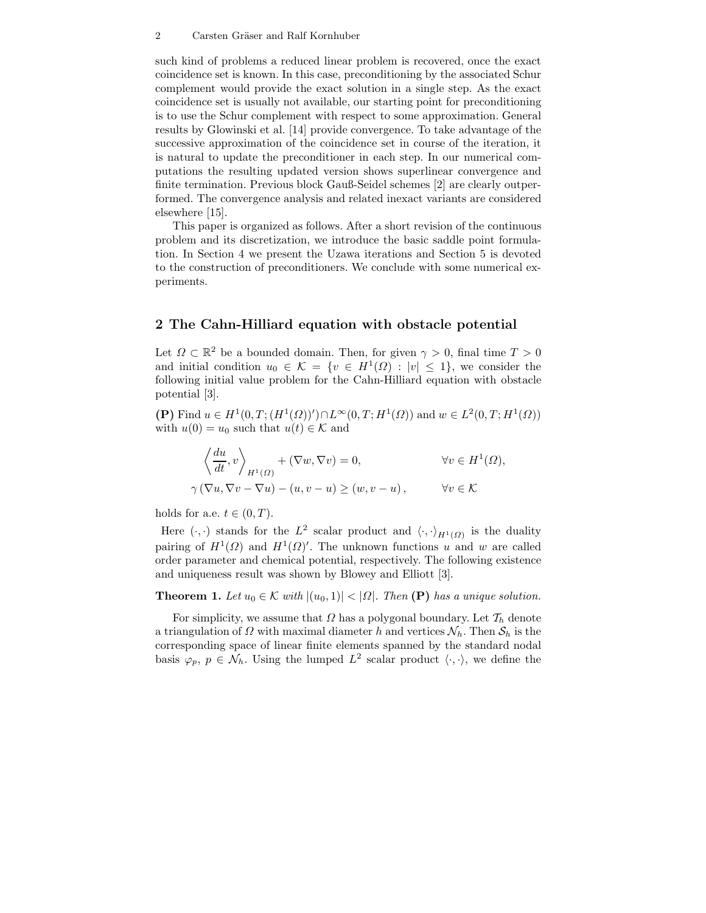such kind of problems a reduced linear problem is recovered, once the exact coincidence set is known. In this case, preconditioning by the associated Schur complement would provide the exact solution in a single step. As the exact coincidence set is usually not available, our starting point for preconditioning is to use the Schur complement with respect to some approximation. General results by Glowinski et al. [14] provide convergence. To take advantage of the successive approximation of the coincidence set in course of the iteration, it is natural to update the preconditioner in each step. In our numerical computations the resulting updated version shows superlinear convergence and finite termination. Previous block Gauß-Seidel schemes [2] are clearly outperformed. The convergence analysis and related inexact variants are considered elsewhere [15].

This paper is organized as follows. After a short revision of the continuous problem and its discretization, we introduce the basic saddle point formulation. In Section 4 we present the Uzawa iterations and Section 5 is devoted to the construction of preconditioners. We conclude with some numerical experiments.

## 2 The Cahn-Hilliard equation with obstacle potential

Let $\Omega \subset \mathbb{R}^2$ be a bounded domain. Then, for given $\gamma > 0$, final time $T > 0$ and initial condition $u_0 \in \mathcal{K} = \{v \in H^1(\Omega) : |v| \leq 1\}$, we consider the following initial value problem for the Cahn-Hilliard equation with obstacle potential [3].

**(P)** Find $u \in H^1(0,T;(H^1(\Omega))') \cap L^\infty(0,T;H^1(\Omega))$ and $w \in L^2(0,T;H^1(\Omega))$ with $u(0) = u_0$ such that $u(t) \in \mathcal{K}$ and

$$
\begin{aligned}
\left\langle \frac{du}{dt}, v \right\rangle_{H^1(\Omega)} + (\nabla w, \nabla v) &= 0, && \forall v \in H^1(\Omega), \\
\gamma\,(\nabla u, \nabla v - \nabla u) - (u, v - u) &\geq (w, v - u)\,, && \forall v \in \mathcal{K}
\end{aligned}
$$

holds for a.e. $t \in (0,T)$.

Here $(\cdot,\cdot)$ stands for the $L^2$ scalar product and $\langle \cdot,\cdot \rangle_{H^1(\Omega)}$ is the duality pairing of $H^1(\Omega)$ and $H^1(\Omega)'$. The unknown functions $u$ and $w$ are called order parameter and chemical potential, respectively. The following existence and uniqueness result was shown by Blowey and Elliott [3].

**Theorem 1.** *Let $u_0 \in \mathcal{K}$ with $|(u_0, 1)| < |\Omega|$. Then* **(P)** *has a unique solution.*

For simplicity, we assume that $\Omega$ has a polygonal boundary. Let $\mathcal{T}_h$ denote a triangulation of $\Omega$ with maximal diameter $h$ and vertices $\mathcal{N}_h$. Then $\mathcal{S}_h$ is the corresponding space of linear finite elements spanned by the standard nodal basis $\varphi_p$, $p \in \mathcal{N}_h$. Using the lumped $L^2$ scalar product $\langle \cdot,\cdot \rangle$, we define the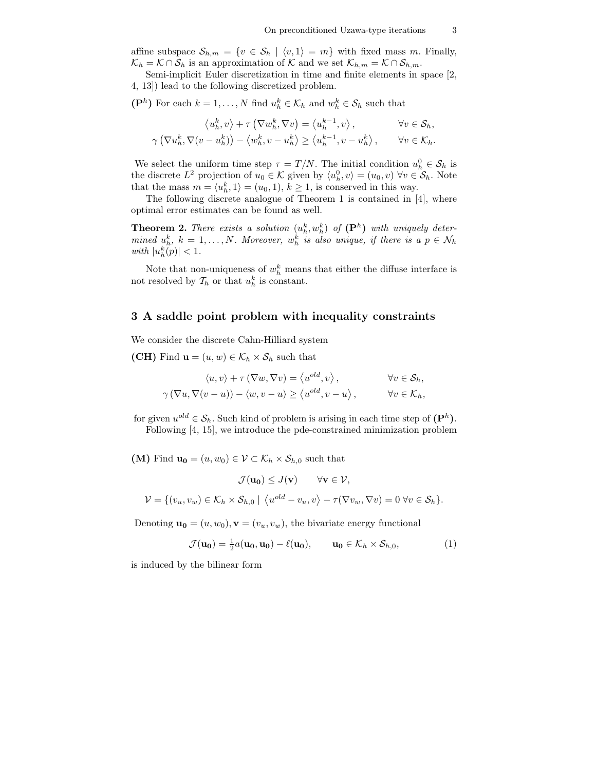affine subspace $\mathcal{S}_{h,m} = \{v \in \mathcal{S}_h \mid \langle v, 1\rangle = m\}$ with fixed mass $m$. Finally, $\mathcal{K}_h = \mathcal{K} \cap \mathcal{S}_h$ is an approximation of $\mathcal{K}$ and we set $\mathcal{K}_{h,m} = \mathcal{K} \cap \mathcal{S}_{h,m}$.

Semi-implicit Euler discretization in time and finite elements in space [2, 4, 13]) lead to the following discretized problem.

**($\mathbf{P}^h$)** For each $k = 1, \ldots, N$ find $u_h^k \in \mathcal{K}_h$ and $w_h^k \in \mathcal{S}_h$ such that

$$\langle u_h^k, v\rangle + \tau \left(\nabla w_h^k, \nabla v\right) = \langle u_h^{k-1}, v\rangle, \qquad \forall v \in \mathcal{S}_h,$$

$$\gamma \left(\nabla u_h^k, \nabla (v - u_h^k)\right) - \langle w_h^k, v - u_h^k\rangle \geq \langle u_h^{k-1}, v - u_h^k\rangle, \qquad \forall v \in \mathcal{K}_h.$$

We select the uniform time step $\tau = T/N$. The initial condition $u_h^0 \in \mathcal{S}_h$ is the discrete $L^2$ projection of $u_0 \in \mathcal{K}$ given by $\langle u_h^0, v\rangle = (u_0, v)\ \forall v \in \mathcal{S}_h$. Note that the mass $m = \langle u_h^k, 1\rangle = (u_0, 1)$, $k \geq 1$, is conserved in this way.

The following discrete analogue of Theorem 1 is contained in [4], where optimal error estimates can be found as well.

**Theorem 2.** *There exists a solution $(u_h^k, w_h^k)$ of* **($\mathbf{P}^h$)** *with uniquely determined $u_h^k$, $k = 1, \ldots, N$. Moreover, $w_h^k$ is also unique, if there is a $p \in \mathcal{N}_h$ with $|u_h^k(p)| < 1$.*

Note that non-uniqueness of $w_h^k$ means that either the diffuse interface is not resolved by $\mathcal{T}_h$ or that $u_h^k$ is constant.

## 3 A saddle point problem with inequality constraints

We consider the discrete Cahn-Hilliard system

**(CH)** Find $\mathbf{u} = (u, w) \in \mathcal{K}_h \times \mathcal{S}_h$ such that

$$\langle u, v\rangle + \tau \left(\nabla w, \nabla v\right) = \langle u^{old}, v\rangle, \qquad \forall v \in \mathcal{S}_h,$$

$$\gamma \left(\nabla u, \nabla (v - u)\right) - \langle w, v - u\rangle \geq \langle u^{old}, v - u\rangle, \qquad \forall v \in \mathcal{K}_h,$$

for given $u^{old} \in \mathcal{S}_h$. Such kind of problem is arising in each time step of **($\mathbf{P}^h$)**.

Following [4, 15], we introduce the pde-constrained minimization problem

**(M)** Find $\mathbf{u_0} = (u, w_0) \in \mathcal{V} \subset \mathcal{K}_h \times \mathcal{S}_{h,0}$ such that

$$\mathcal{J}(\mathbf{u_0}) \leq J(\mathbf{v}) \qquad \forall \mathbf{v} \in \mathcal{V},$$

$$\mathcal{V} = \{(v_u, v_w) \in \mathcal{K}_h \times \mathcal{S}_{h,0} \mid \langle u^{old} - v_u, v\rangle - \tau(\nabla v_w, \nabla v) = 0\ \forall v \in \mathcal{S}_h\}.$$

Denoting $\mathbf{u_0} = (u, w_0), \mathbf{v} = (v_u, v_w)$, the bivariate energy functional

$$\mathcal{J}(\mathbf{u_0}) = \tfrac{1}{2} a(\mathbf{u_0}, \mathbf{u_0}) - \ell(\mathbf{u_0}), \qquad \mathbf{u_0} \in \mathcal{K}_h \times \mathcal{S}_{h,0}, \tag{1}$$

is induced by the bilinear form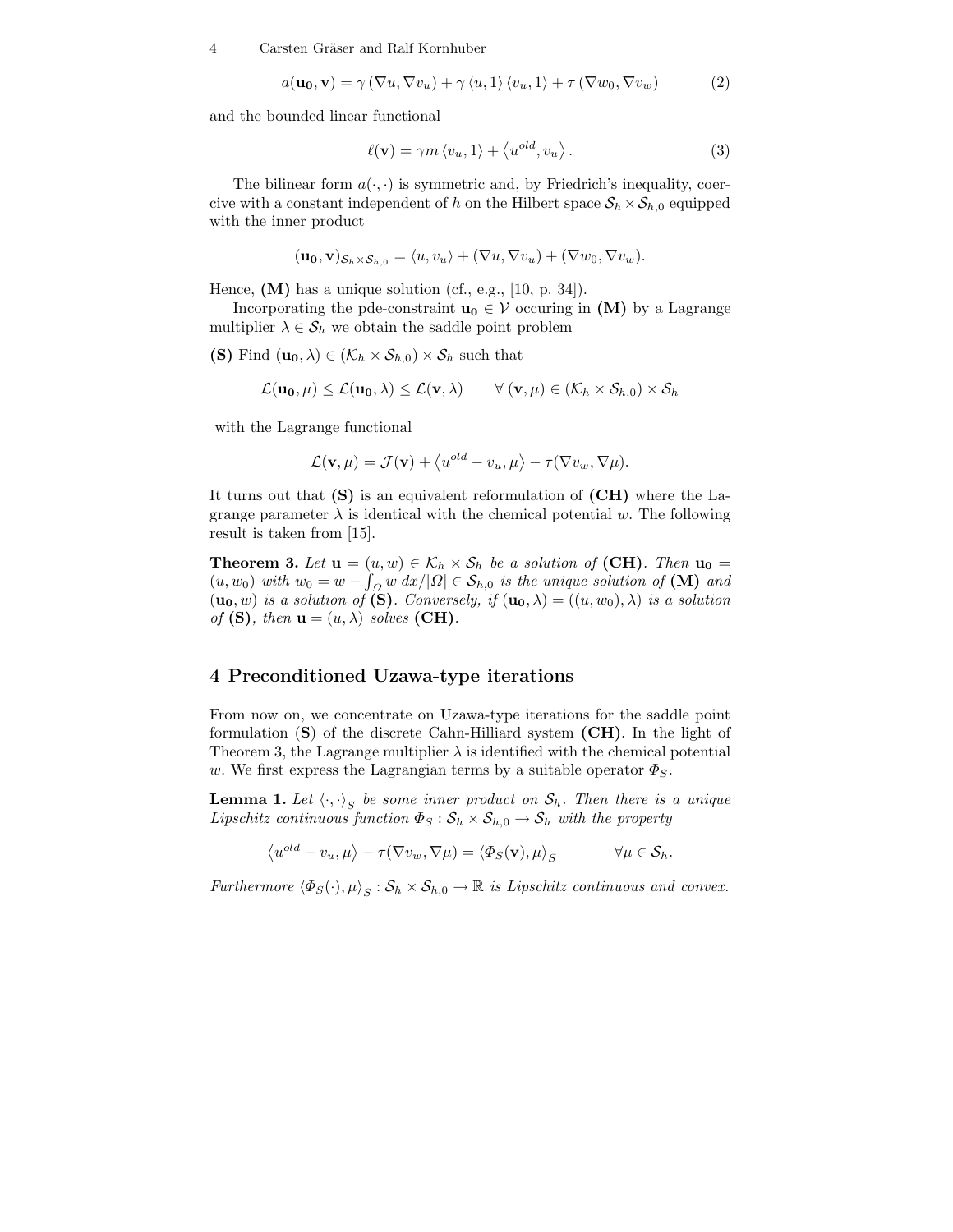$$a(\mathbf{u_0}, \mathbf{v}) = \gamma \, (\nabla u, \nabla v_u) + \gamma \, \langle u, 1 \rangle \, \langle v_u, 1 \rangle + \tau \, (\nabla w_0, \nabla v_w) \tag{2}$$

and the bounded linear functional

$$\ell(\mathbf{v}) = \gamma m \, \langle v_u, 1 \rangle + \left\langle u^{old}, v_u \right\rangle . \tag{3}$$

The bilinear form $a(\cdot, \cdot)$ is symmetric and, by Friedrich's inequality, coercive with a constant independent of $h$ on the Hilbert space $\mathcal{S}_h \times \mathcal{S}_{h,0}$ equipped with the inner product

$$(\mathbf{u_0}, \mathbf{v})_{\mathcal{S}_h \times \mathcal{S}_{h,0}} = \langle u, v_u \rangle + (\nabla u, \nabla v_u) + (\nabla w_0, \nabla v_w).$$

Hence, **(M)** has a unique solution (cf., e.g., [10, p. 34]).

Incorporating the pde-constraint $\mathbf{u_0} \in \mathcal{V}$ occuring in **(M)** by a Lagrange multiplier $\lambda \in \mathcal{S}_h$ we obtain the saddle point problem

**(S)** Find $(\mathbf{u_0}, \lambda) \in (\mathcal{K}_h \times \mathcal{S}_{h,0}) \times \mathcal{S}_h$ such that

$$\mathcal{L}(\mathbf{u_0}, \mu) \leq \mathcal{L}(\mathbf{u_0}, \lambda) \leq \mathcal{L}(\mathbf{v}, \lambda) \qquad \forall \, (\mathbf{v}, \mu) \in (\mathcal{K}_h \times \mathcal{S}_{h,0}) \times \mathcal{S}_h$$

with the Lagrange functional

$$\mathcal{L}(\mathbf{v}, \mu) = \mathcal{J}(\mathbf{v}) + \left\langle u^{old} - v_u, \mu \right\rangle - \tau(\nabla v_w, \nabla \mu).$$

It turns out that **(S)** is an equivalent reformulation of **(CH)** where the Lagrange parameter $\lambda$ is identical with the chemical potential $w$. The following result is taken from [15].

**Theorem 3.** *Let $\mathbf{u} = (u, w) \in \mathcal{K}_h \times \mathcal{S}_h$ be a solution of* **(CH)**. *Then $\mathbf{u_0} = (u, w_0)$ with $w_0 = w - \int_\Omega w \, dx / |\Omega| \in \mathcal{S}_{h,0}$ is the unique solution of* **(M)** *and $(\mathbf{u_0}, w)$ is a solution of* **(S)**. *Conversely, if $(\mathbf{u_0}, \lambda) = ((u, w_0), \lambda)$ is a solution of* **(S)**, *then $\mathbf{u} = (u, \lambda)$ solves* **(CH)**.

## 4 Preconditioned Uzawa-type iterations

From now on, we concentrate on Uzawa-type iterations for the saddle point formulation (**S**) of the discrete Cahn-Hilliard system **(CH)**. In the light of Theorem 3, the Lagrange multiplier $\lambda$ is identified with the chemical potential $w$. We first express the Lagrangian terms by a suitable operator $\Phi_S$.

**Lemma 1.** *Let $\langle \cdot, \cdot \rangle_S$ be some inner product on $\mathcal{S}_h$. Then there is a unique Lipschitz continuous function $\Phi_S : \mathcal{S}_h \times \mathcal{S}_{h,0} \to \mathcal{S}_h$ with the property*

$$\left\langle u^{old} - v_u, \mu \right\rangle - \tau(\nabla v_w, \nabla \mu) = \langle \Phi_S(\mathbf{v}), \mu \rangle_S \qquad \forall \mu \in \mathcal{S}_h.$$

*Furthermore $\langle \Phi_S(\cdot), \mu \rangle_S : \mathcal{S}_h \times \mathcal{S}_{h,0} \to \mathbb{R}$ is Lipschitz continuous and convex.*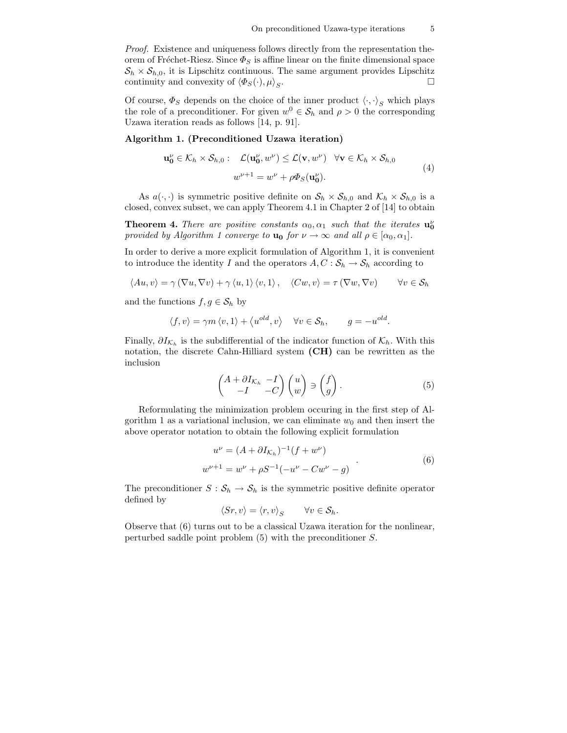*Proof.* Existence and uniqueness follows directly from the representation theorem of Fréchet-Riesz. Since $\Phi_S$ is affine linear on the finite dimensional space $\mathcal{S}_h \times \mathcal{S}_{h,0}$, it is Lipschitz continuous. The same argument provides Lipschitz continuity and convexity of $\langle \Phi_S(\cdot), \mu \rangle_S$. □

Of course, $\Phi_S$ depends on the choice of the inner product $\langle \cdot, \cdot \rangle_S$ which plays the role of a preconditioner. For given $w^0 \in \mathcal{S}_h$ and $\rho > 0$ the corresponding Uzawa iteration reads as follows [14, p. 91].

**Algorithm 1. (Preconditioned Uzawa iteration)**

$$
\begin{aligned}
\mathbf{u_0^\nu} \in \mathcal{K}_h \times \mathcal{S}_{h,0} : \quad \mathcal{L}(\mathbf{u_0^\nu}, w^\nu) \le \mathcal{L}(\mathbf{v}, w^\nu) \quad \forall \mathbf{v} \in \mathcal{K}_h \times \mathcal{S}_{h,0} \\
w^{\nu+1} = w^\nu + \rho \Phi_S(\mathbf{u_0^\nu}).
\end{aligned}
\tag{4}
$$

As $a(\cdot,\cdot)$ is symmetric positive definite on $\mathcal{S}_h \times \mathcal{S}_{h,0}$ and $\mathcal{K}_h \times \mathcal{S}_{h,0}$ is a closed, convex subset, we can apply Theorem 4.1 in Chapter 2 of [14] to obtain

**Theorem 4.** *There are positive constants $\alpha_0, \alpha_1$ such that the iterates $\mathbf{u_0^\nu}$ provided by Algorithm 1 converge to $\mathbf{u_0}$ for $\nu \to \infty$ and all $\rho \in [\alpha_0, \alpha_1]$.*

In order to derive a more explicit formulation of Algorithm 1, it is convenient to introduce the identity $I$ and the operators $A, C : \mathcal{S}_h \to \mathcal{S}_h$ according to

$$
\langle Au, v \rangle = \gamma \, (\nabla u, \nabla v) + \gamma \, \langle u, 1 \rangle \langle v, 1 \rangle , \quad \langle Cw, v \rangle = \tau \, (\nabla w, \nabla v) \qquad \forall v \in \mathcal{S}_h
$$

and the functions $f, g \in \mathcal{S}_h$ by

$$
\langle f, v \rangle = \gamma m \, \langle v, 1 \rangle + \langle u^{old}, v \rangle \quad \forall v \in \mathcal{S}_h, \qquad g = -u^{old}.
$$

Finally, $\partial I_{\mathcal{K}_h}$ is the subdifferential of the indicator function of $\mathcal{K}_h$. With this notation, the discrete Cahn-Hilliard system **(CH)** can be rewritten as the inclusion

$$
\begin{pmatrix} A + \partial I_{\mathcal{K}_h} & -I \\ -I & -C \end{pmatrix} \begin{pmatrix} u \\ w \end{pmatrix} \ni \begin{pmatrix} f \\ g \end{pmatrix} .
\tag{5}
$$

Reformulating the minimization problem occuring in the first step of Algorithm 1 as a variational inclusion, we can eliminate $w_0$ and then insert the above operator notation to obtain the following explicit formulation

$$
\begin{aligned}
u^\nu &= (A + \partial I_{\mathcal{K}_h})^{-1}(f + w^\nu) \\
w^{\nu+1} &= w^\nu + \rho S^{-1}(-u^\nu - Cw^\nu - g)
\end{aligned} \; .
\tag{6}
$$

The preconditioner $S : \mathcal{S}_h \to \mathcal{S}_h$ is the symmetric positive definite operator defined by

$$
\langle Sr, v \rangle = \langle r, v \rangle_S \qquad \forall v \in \mathcal{S}_h.
$$

Observe that (6) turns out to be a classical Uzawa iteration for the nonlinear, perturbed saddle point problem (5) with the preconditioner $S$.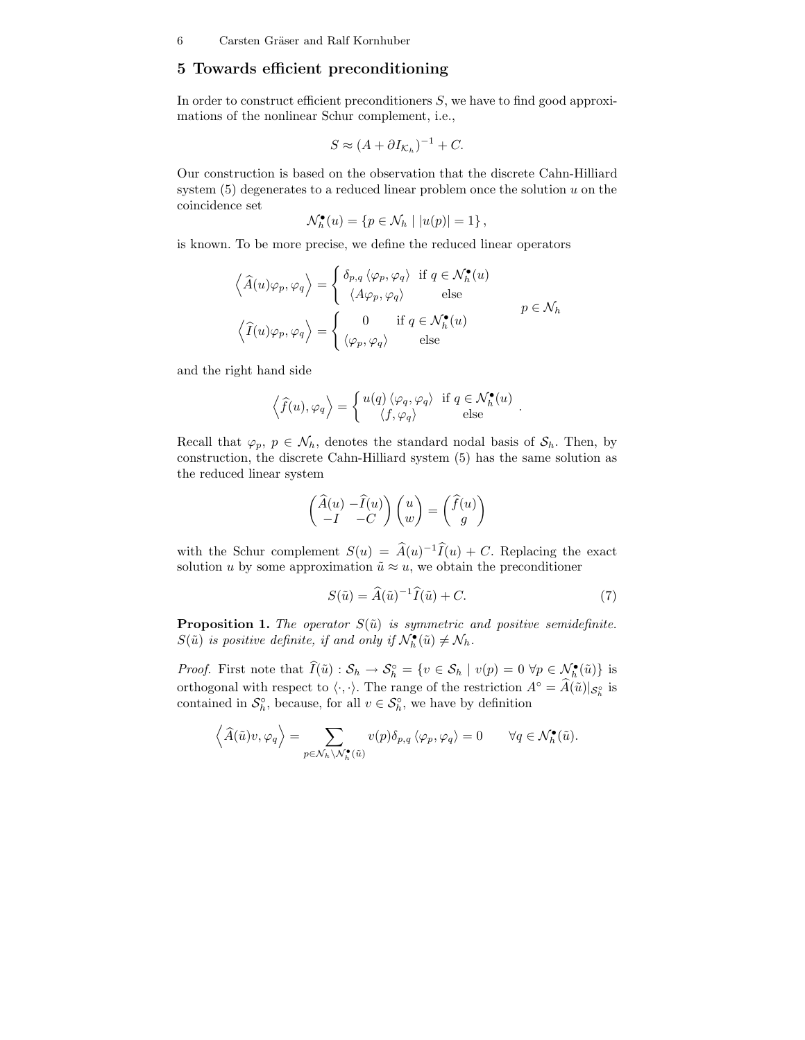## 5 Towards efficient preconditioning

In order to construct efficient preconditioners $S$, we have to find good approximations of the nonlinear Schur complement, i.e.,

$$S \approx (A + \partial I_{\mathcal{K}_h})^{-1} + C.$$

Our construction is based on the observation that the discrete Cahn-Hilliard system (5) degenerates to a reduced linear problem once the solution $u$ on the coincidence set

$$\mathcal{N}_h^\bullet(u) = \{p \in \mathcal{N}_h \mid |u(p)| = 1\},$$

is known. To be more precise, we define the reduced linear operators

$$\left\langle \widehat{A}(u)\varphi_p, \varphi_q \right\rangle = \begin{cases} \delta_{p,q} \langle \varphi_p, \varphi_q \rangle & \text{if } q \in \mathcal{N}_h^\bullet(u) \\ \langle A\varphi_p, \varphi_q \rangle & \text{else} \end{cases}$$

$$\left\langle \widehat{I}(u)\varphi_p, \varphi_q \right\rangle = \begin{cases} 0 & \text{if } q \in \mathcal{N}_h^\bullet(u) \\ \langle \varphi_p, \varphi_q \rangle & \text{else} \end{cases} \qquad p \in \mathcal{N}_h$$

and the right hand side

$$\left\langle \widehat{f}(u), \varphi_q \right\rangle = \begin{cases} u(q) \langle \varphi_q, \varphi_q \rangle & \text{if } q \in \mathcal{N}_h^\bullet(u) \\ \langle f, \varphi_q \rangle & \text{else} \end{cases}.$$

Recall that $\varphi_p$, $p \in \mathcal{N}_h$, denotes the standard nodal basis of $\mathcal{S}_h$. Then, by construction, the discrete Cahn-Hilliard system (5) has the same solution as the reduced linear system

$$\begin{pmatrix} \widehat{A}(u) & -\widehat{I}(u) \\ -I & -C \end{pmatrix} \begin{pmatrix} u \\ w \end{pmatrix} = \begin{pmatrix} \widehat{f}(u) \\ g \end{pmatrix}$$

with the Schur complement $S(u) = \widehat{A}(u)^{-1}\widehat{I}(u) + C$. Replacing the exact solution $u$ by some approximation $\tilde{u} \approx u$, we obtain the preconditioner

$$S(\tilde{u}) = \widehat{A}(\tilde{u})^{-1}\widehat{I}(\tilde{u}) + C. \tag{7}$$

**Proposition 1.** *The operator $S(\tilde{u})$ is symmetric and positive semidefinite. $S(\tilde{u})$ is positive definite, if and only if $\mathcal{N}_h^\bullet(\tilde{u}) \neq \mathcal{N}_h$.*

*Proof.* First note that $\widehat{I}(\tilde{u}) : \mathcal{S}_h \to \mathcal{S}_h^\circ = \{v \in \mathcal{S}_h \mid v(p) = 0 \ \forall p \in \mathcal{N}_h^\bullet(\tilde{u})\}$ is orthogonal with respect to $\langle \cdot, \cdot \rangle$. The range of the restriction $A^\circ = \widehat{A}(\tilde{u})|_{\mathcal{S}_h^\circ}$ is contained in $\mathcal{S}_h^\circ$, because, for all $v \in \mathcal{S}_h^\circ$, we have by definition

$$\left\langle \widehat{A}(\tilde{u})v, \varphi_q \right\rangle = \sum_{p \in \mathcal{N}_h \setminus \mathcal{N}_h^\bullet(\tilde{u})} v(p)\delta_{p,q} \langle \varphi_p, \varphi_q \rangle = 0 \qquad \forall q \in \mathcal{N}_h^\bullet(\tilde{u}).$$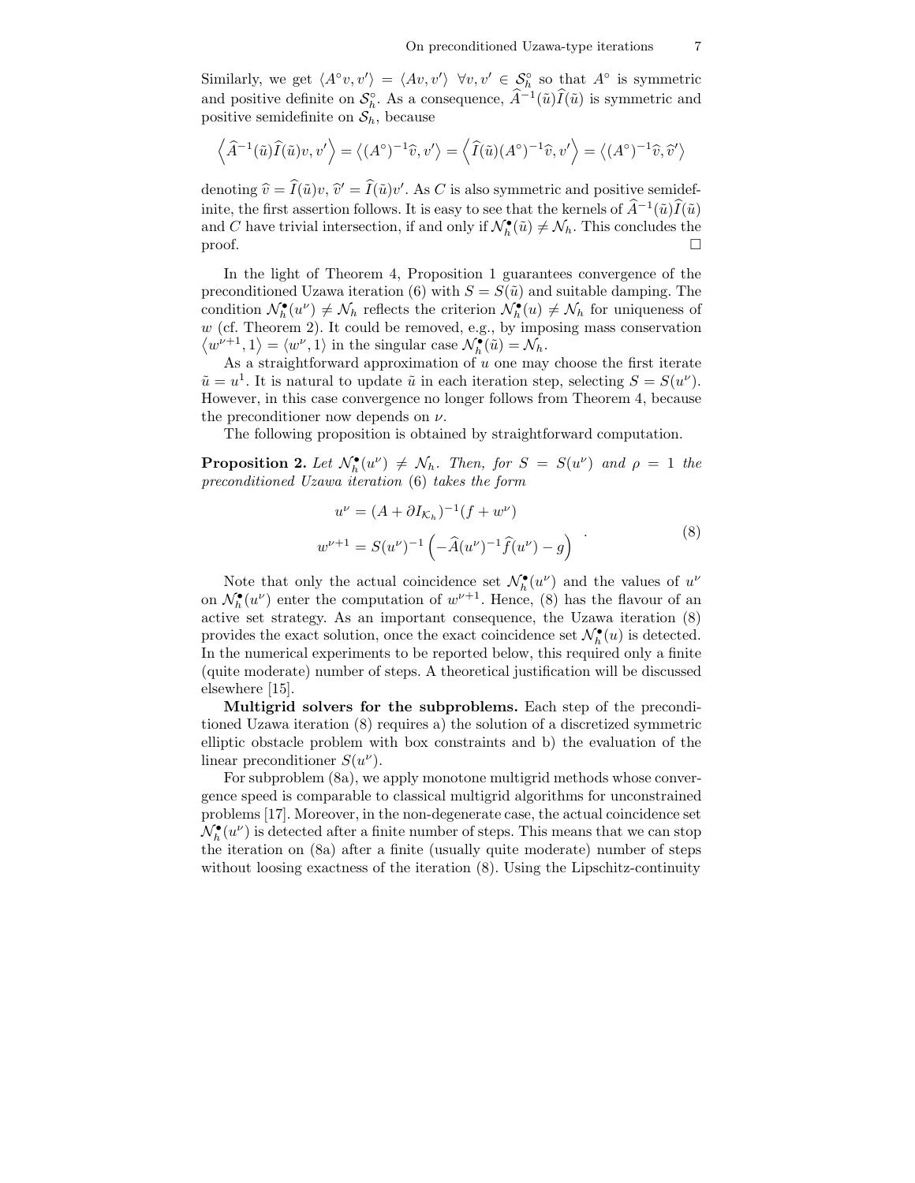Similarly, we get $\langle A^\circ v, v' \rangle = \langle Av, v' \rangle \ \forall v, v' \in \mathcal{S}_h^\circ$ so that $A^\circ$ is symmetric and positive definite on $\mathcal{S}_h^\circ$. As a consequence, $\widehat{A}^{-1}(\tilde{u})\widehat{I}(\tilde{u})$ is symmetric and positive semidefinite on $\mathcal{S}_h$, because

$$\left\langle \widehat{A}^{-1}(\tilde{u})\widehat{I}(\tilde{u})v, v' \right\rangle = \left\langle (A^\circ)^{-1}\widehat{v}, v' \right\rangle = \left\langle \widehat{I}(\tilde{u})(A^\circ)^{-1}\widehat{v}, v' \right\rangle = \left\langle (A^\circ)^{-1}\widehat{v}, \widehat{v}' \right\rangle$$

denoting $\widehat{v} = \widehat{I}(\tilde{u})v$, $\widehat{v}' = \widehat{I}(\tilde{u})v'$. As $C$ is also symmetric and positive semidefinite, the first assertion follows. It is easy to see that the kernels of $\widehat{A}^{-1}(\tilde{u})\widehat{I}(\tilde{u})$ and $C$ have trivial intersection, if and only if $\mathcal{N}_h^\bullet(\tilde{u}) \neq \mathcal{N}_h$. This concludes the proof. □

In the light of Theorem 4, Proposition 1 guarantees convergence of the preconditioned Uzawa iteration (6) with $S = S(\tilde{u})$ and suitable damping. The condition $\mathcal{N}_h^\bullet(u^\nu) \neq \mathcal{N}_h$ reflects the criterion $\mathcal{N}_h^\bullet(u) \neq \mathcal{N}_h$ for uniqueness of $w$ (cf. Theorem 2). It could be removed, e.g., by imposing mass conservation $\langle w^{\nu+1}, 1 \rangle = \langle w^\nu, 1 \rangle$ in the singular case $\mathcal{N}_h^\bullet(\tilde{u}) = \mathcal{N}_h$.

As a straightforward approximation of $u$ one may choose the first iterate $\tilde{u} = u^1$. It is natural to update $\tilde{u}$ in each iteration step, selecting $S = S(u^\nu)$. However, in this case convergence no longer follows from Theorem 4, because the preconditioner now depends on $\nu$.

The following proposition is obtained by straightforward computation.

**Proposition 2.** *Let $\mathcal{N}_h^\bullet(u^\nu) \neq \mathcal{N}_h$. Then, for $S = S(u^\nu)$ and $\rho = 1$ the preconditioned Uzawa iteration* (6) *takes the form*

$$\begin{aligned} u^\nu &= (A + \partial I_{\mathcal{K}_h})^{-1}(f + w^\nu) \\ w^{\nu+1} &= S(u^\nu)^{-1}\left(-\widehat{A}(u^\nu)^{-1}\widehat{f}(u^\nu) - g\right) \end{aligned} \quad . \tag{8}$$

Note that only the actual coincidence set $\mathcal{N}_h^\bullet(u^\nu)$ and the values of $u^\nu$ on $\mathcal{N}_h^\bullet(u^\nu)$ enter the computation of $w^{\nu+1}$. Hence, (8) has the flavour of an active set strategy. As an important consequence, the Uzawa iteration (8) provides the exact solution, once the exact coincidence set $\mathcal{N}_h^\bullet(u)$ is detected. In the numerical experiments to be reported below, this required only a finite (quite moderate) number of steps. A theoretical justification will be discussed elsewhere [15].

**Multigrid solvers for the subproblems.** Each step of the preconditioned Uzawa iteration (8) requires a) the solution of a discretized symmetric elliptic obstacle problem with box constraints and b) the evaluation of the linear preconditioner $S(u^\nu)$.

For subproblem (8a), we apply monotone multigrid methods whose convergence speed is comparable to classical multigrid algorithms for unconstrained problems [17]. Moreover, in the non-degenerate case, the actual coincidence set $\mathcal{N}_h^\bullet(u^\nu)$ is detected after a finite number of steps. This means that we can stop the iteration on (8a) after a finite (usually quite moderate) number of steps without loosing exactness of the iteration (8). Using the Lipschitz-continuity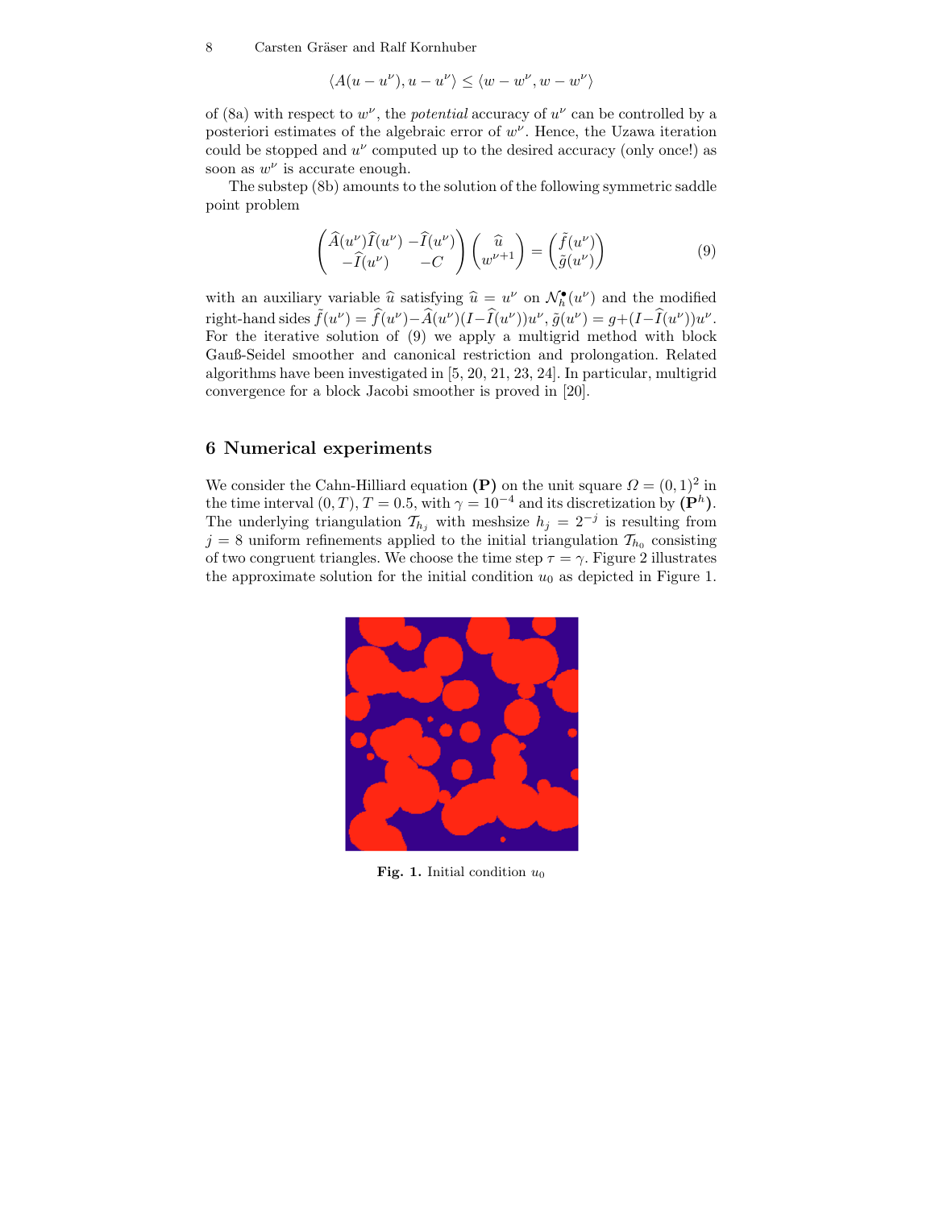$$\langle A(u - u^\nu), u - u^\nu \rangle \leq \langle w - w^\nu, w - w^\nu \rangle$$

of (8a) with respect to $w^\nu$, the *potential* accuracy of $u^\nu$ can be controlled by a posteriori estimates of the algebraic error of $w^\nu$. Hence, the Uzawa iteration could be stopped and $u^\nu$ computed up to the desired accuracy (only once!) as soon as $w^\nu$ is accurate enough.

The substep (8b) amounts to the solution of the following symmetric saddle point problem

$$\begin{pmatrix} \widehat{A}(u^\nu)\widehat{I}(u^\nu) & -\widehat{I}(u^\nu) \\ -\widehat{I}(u^\nu) & -C \end{pmatrix} \begin{pmatrix} \widehat{u} \\ w^{\nu+1} \end{pmatrix} = \begin{pmatrix} \tilde{f}(u^\nu) \\ \tilde{g}(u^\nu) \end{pmatrix} \tag{9}$$

with an auxiliary variable $\widehat{u}$ satisfying $\widehat{u} = u^\nu$ on $\mathcal{N}_h^\bullet(u^\nu)$ and the modified right-hand sides $\tilde{f}(u^\nu) = \widehat{f}(u^\nu) - \widehat{A}(u^\nu)(I - \widehat{I}(u^\nu))u^\nu$, $\tilde{g}(u^\nu) = g + (I - \widehat{I}(u^\nu))u^\nu$. For the iterative solution of (9) we apply a multigrid method with block Gauß-Seidel smoother and canonical restriction and prolongation. Related algorithms have been investigated in [5, 20, 21, 23, 24]. In particular, multigrid convergence for a block Jacobi smoother is proved in [20].

## 6 Numerical experiments

We consider the Cahn-Hilliard equation **(P)** on the unit square $\Omega = (0,1)^2$ in the time interval $(0,T)$, $T = 0.5$, with $\gamma = 10^{-4}$ and its discretization by $(\mathbf{P}^h)$. The underlying triangulation $\mathcal{T}_{h_j}$ with meshsize $h_j = 2^{-j}$ is resulting from $j = 8$ uniform refinements applied to the initial triangulation $\mathcal{T}_{h_0}$ consisting of two congruent triangles. We choose the time step $\tau = \gamma$. Figure 2 illustrates the approximate solution for the initial condition $u_0$ as depicted in Figure 1.

**Fig. 1.** Initial condition $u_0$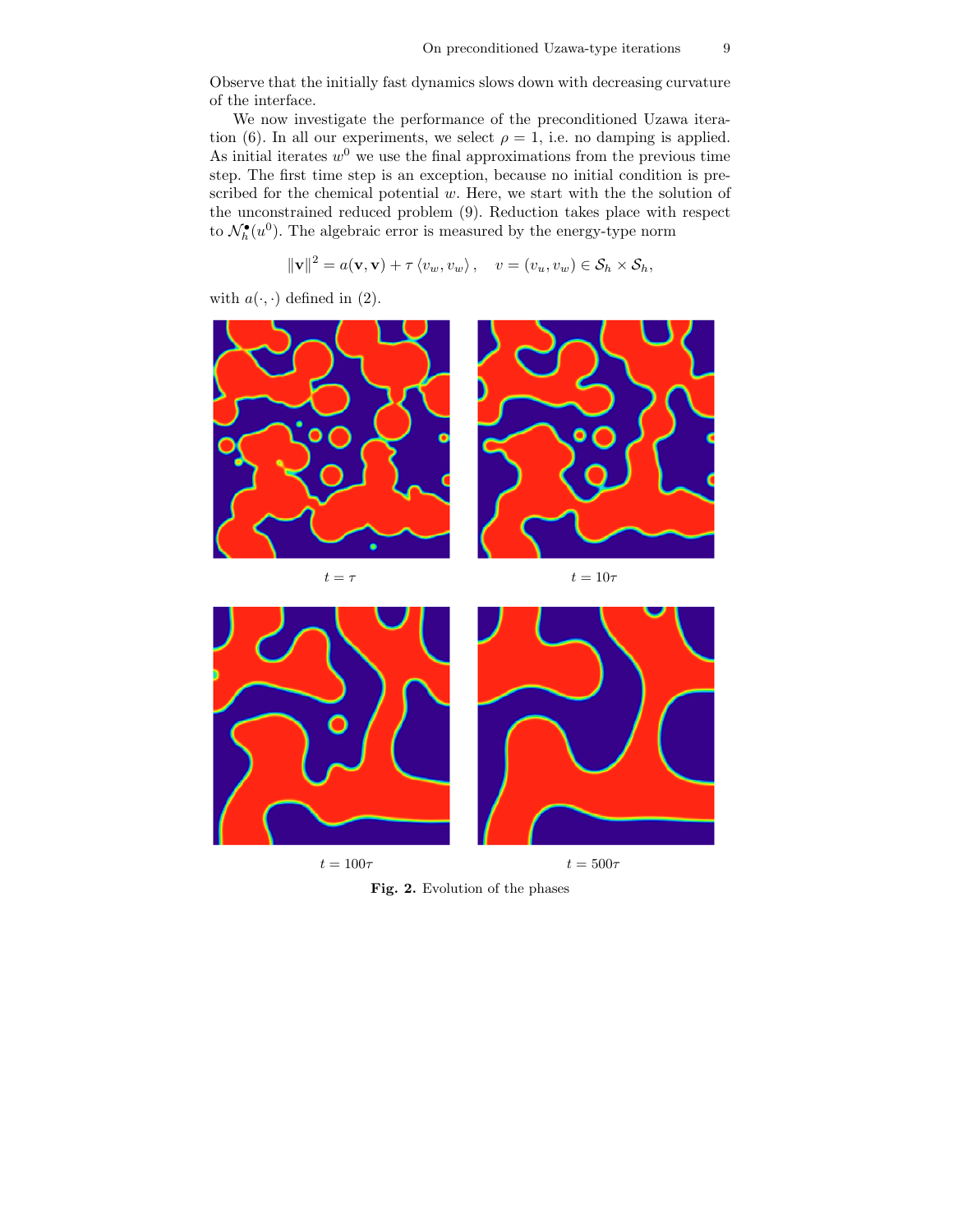Observe that the initially fast dynamics slows down with decreasing curvature of the interface.

We now investigate the performance of the preconditioned Uzawa iteration (6). In all our experiments, we select $\rho = 1$, i.e. no damping is applied. As initial iterates $w^0$ we use the final approximations from the previous time step. The first time step is an exception, because no initial condition is prescribed for the chemical potential $w$. Here, we start with the the solution of the unconstrained reduced problem (9). Reduction takes place with respect to $\mathcal{N}_h^\bullet(u^0)$. The algebraic error is measured by the energy-type norm

$$\|\mathbf{v}\|^2 = a(\mathbf{v}, \mathbf{v}) + \tau \langle v_w, v_w \rangle, \quad v = (v_u, v_w) \in \mathcal{S}_h \times \mathcal{S}_h,$$

with $a(\cdot, \cdot)$ defined in (2).

$t = \tau$ $\qquad$ $t = 10\tau$

$t = 100\tau$ $\qquad$ $t = 500\tau$

**Fig. 2.** Evolution of the phases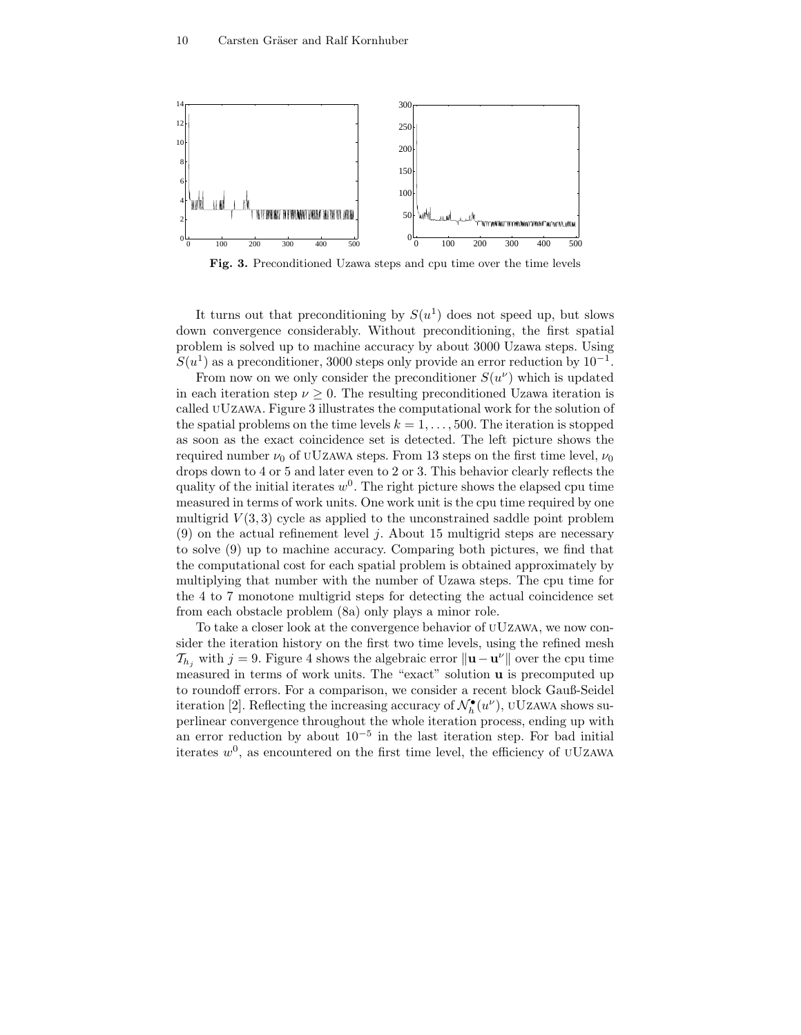**Fig. 3.** Preconditioned Uzawa steps and cpu time over the time levels

It turns out that preconditioning by $S(u^1)$ does not speed up, but slows down convergence considerably. Without preconditioning, the first spatial problem is solved up to machine accuracy by about 3000 Uzawa steps. Using $S(u^1)$ as a preconditioner, 3000 steps only provide an error reduction by $10^{-1}$.

From now on we only consider the preconditioner $S(u^\nu)$ which is updated in each iteration step $\nu \geq 0$. The resulting preconditioned Uzawa iteration is called uUzawa. Figure 3 illustrates the computational work for the solution of the spatial problems on the time levels $k = 1, \ldots, 500$. The iteration is stopped as soon as the exact coincidence set is detected. The left picture shows the required number $\nu_0$ of uUzawa steps. From 13 steps on the first time level, $\nu_0$ drops down to 4 or 5 and later even to 2 or 3. This behavior clearly reflects the quality of the initial iterates $w^0$. The right picture shows the elapsed cpu time measured in terms of work units. One work unit is the cpu time required by one multigrid $V(3,3)$ cycle as applied to the unconstrained saddle point problem (9) on the actual refinement level $j$. About 15 multigrid steps are necessary to solve (9) up to machine accuracy. Comparing both pictures, we find that the computational cost for each spatial problem is obtained approximately by multiplying that number with the number of Uzawa steps. The cpu time for the 4 to 7 monotone multigrid steps for detecting the actual coincidence set from each obstacle problem (8a) only plays a minor role.

To take a closer look at the convergence behavior of uUzawa, we now consider the iteration history on the first two time levels, using the refined mesh $\mathcal{T}_{h_j}$ with $j = 9$. Figure 4 shows the algebraic error $\|\mathbf{u} - \mathbf{u}^\nu\|$ over the cpu time measured in terms of work units. The "exact" solution $\mathbf{u}$ is precomputed up to roundoff errors. For a comparison, we consider a recent block Gauß-Seidel iteration [2]. Reflecting the increasing accuracy of $\mathcal{N}_h^\bullet(u^\nu)$, uUzawa shows superlinear convergence throughout the whole iteration process, ending up with an error reduction by about $10^{-5}$ in the last iteration step. For bad initial iterates $w^0$, as encountered on the first time level, the efficiency of uUzawa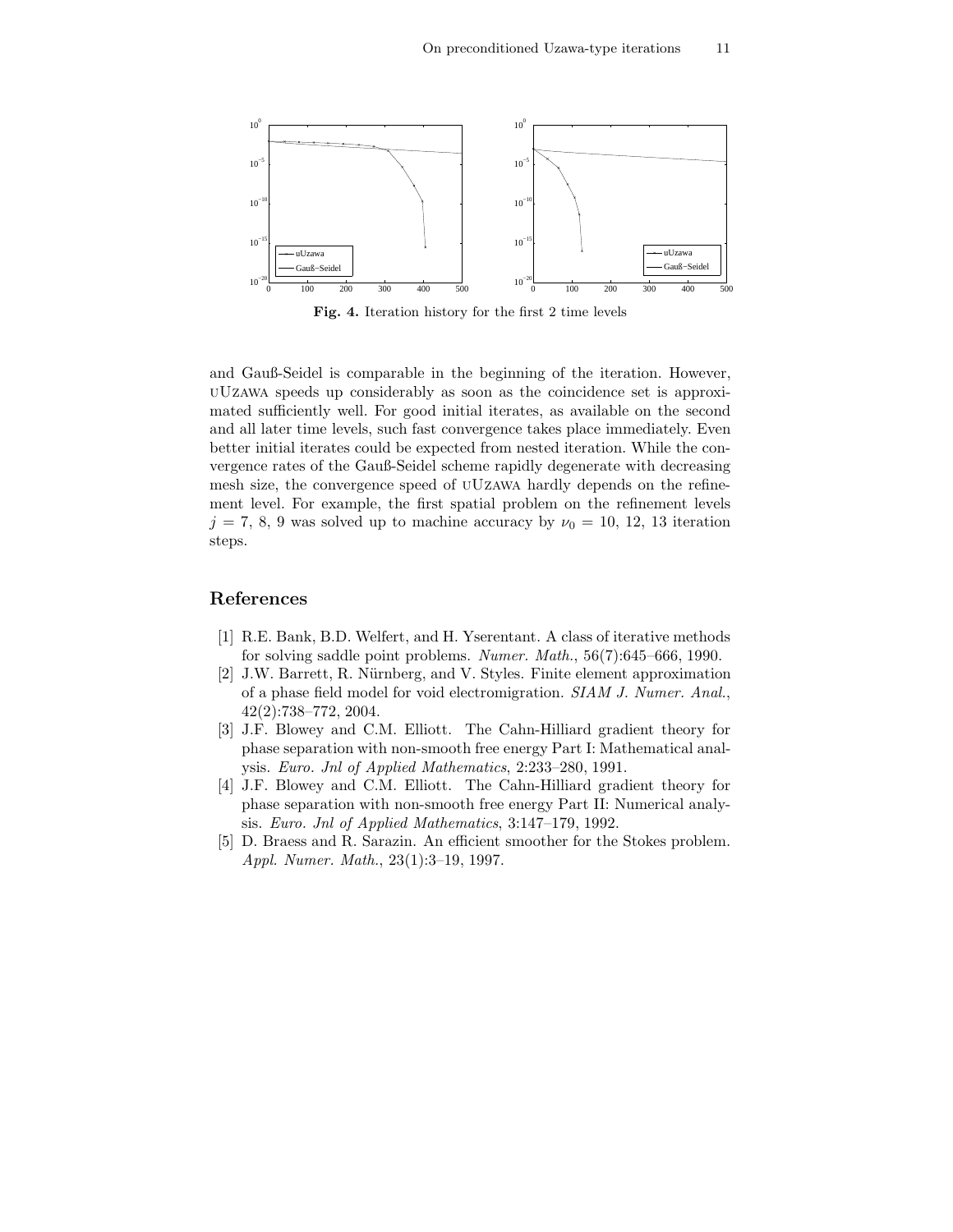**Fig. 4.** Iteration history for the first 2 time levels

and Gauß-Seidel is comparable in the beginning of the iteration. However, uUzawa speeds up considerably as soon as the coincidence set is approximated sufficiently well. For good initial iterates, as available on the second and all later time levels, such fast convergence takes place immediately. Even better initial iterates could be expected from nested iteration. While the convergence rates of the Gauß-Seidel scheme rapidly degenerate with decreasing mesh size, the convergence speed of uUzawa hardly depends on the refinement level. For example, the first spatial problem on the refinement levels $j = 7, 8, 9$ was solved up to machine accuracy by $\nu_0 = 10, 12, 13$ iteration steps.

## References

[1] R.E. Bank, B.D. Welfert, and H. Yserentant. A class of iterative methods for solving saddle point problems. *Numer. Math.*, 56(7):645–666, 1990.

[2] J.W. Barrett, R. Nürnberg, and V. Styles. Finite element approximation of a phase field model for void electromigration. *SIAM J. Numer. Anal.*, 42(2):738–772, 2004.

[3] J.F. Blowey and C.M. Elliott. The Cahn-Hilliard gradient theory for phase separation with non-smooth free energy Part I: Mathematical analysis. *Euro. Jnl of Applied Mathematics*, 2:233–280, 1991.

[4] J.F. Blowey and C.M. Elliott. The Cahn-Hilliard gradient theory for phase separation with non-smooth free energy Part II: Numerical analysis. *Euro. Jnl of Applied Mathematics*, 3:147–179, 1992.

[5] D. Braess and R. Sarazin. An efficient smoother for the Stokes problem. *Appl. Numer. Math.*, 23(1):3–19, 1997.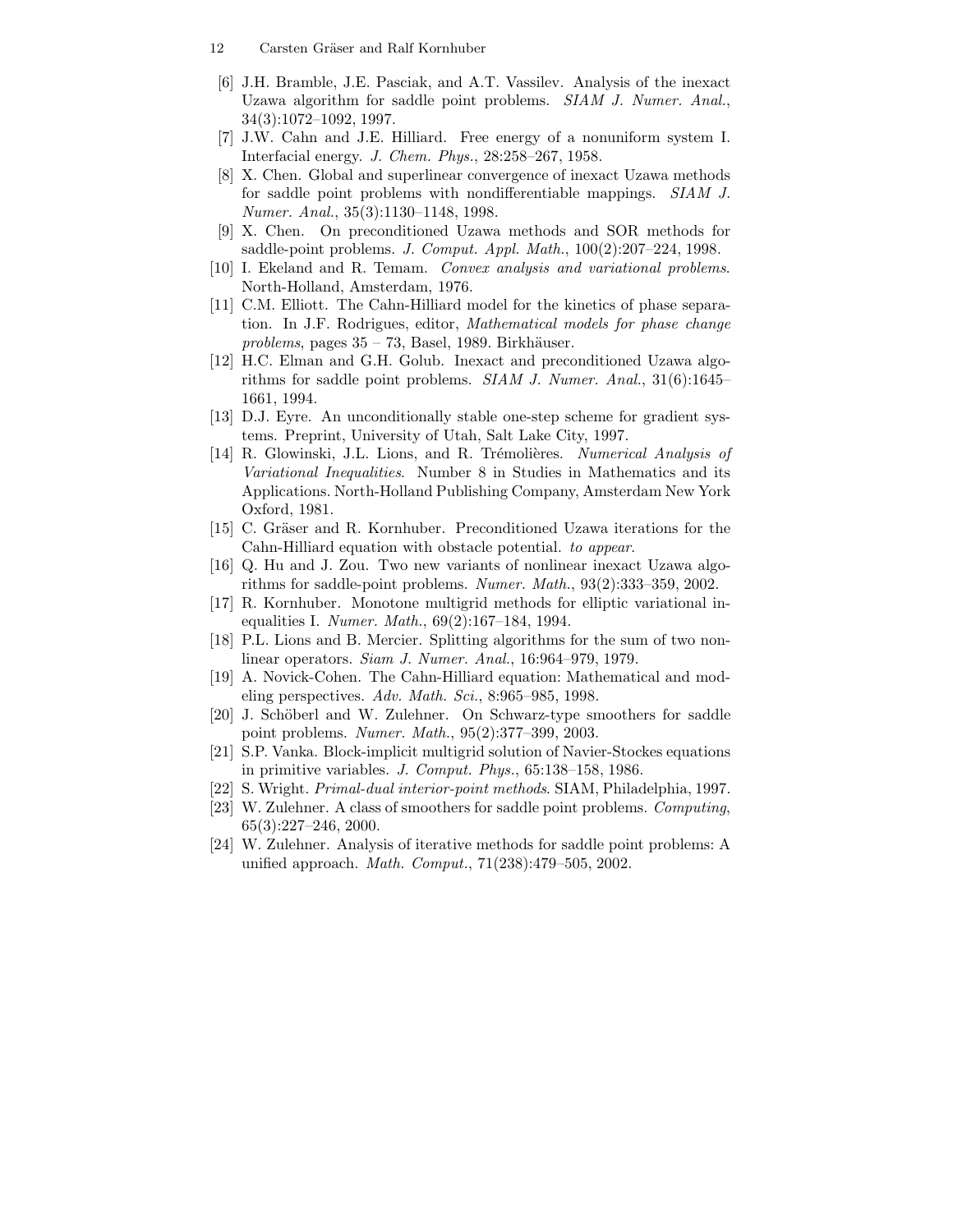[6] J.H. Bramble, J.E. Pasciak, and A.T. Vassilev. Analysis of the inexact Uzawa algorithm for saddle point problems. *SIAM J. Numer. Anal.*, 34(3):1072–1092, 1997.

[7] J.W. Cahn and J.E. Hilliard. Free energy of a nonuniform system I. Interfacial energy. *J. Chem. Phys.*, 28:258–267, 1958.

[8] X. Chen. Global and superlinear convergence of inexact Uzawa methods for saddle point problems with nondifferentiable mappings. *SIAM J. Numer. Anal.*, 35(3):1130–1148, 1998.

[9] X. Chen. On preconditioned Uzawa methods and SOR methods for saddle-point problems. *J. Comput. Appl. Math.*, 100(2):207–224, 1998.

[10] I. Ekeland and R. Temam. *Convex analysis and variational problems*. North-Holland, Amsterdam, 1976.

[11] C.M. Elliott. The Cahn-Hilliard model for the kinetics of phase separation. In J.F. Rodrigues, editor, *Mathematical models for phase change problems*, pages 35 – 73, Basel, 1989. Birkhäuser.

[12] H.C. Elman and G.H. Golub. Inexact and preconditioned Uzawa algorithms for saddle point problems. *SIAM J. Numer. Anal.*, 31(6):1645–1661, 1994.

[13] D.J. Eyre. An unconditionally stable one-step scheme for gradient systems. Preprint, University of Utah, Salt Lake City, 1997.

[14] R. Glowinski, J.L. Lions, and R. Trémolières. *Numerical Analysis of Variational Inequalities*. Number 8 in Studies in Mathematics and its Applications. North-Holland Publishing Company, Amsterdam New York Oxford, 1981.

[15] C. Gräser and R. Kornhuber. Preconditioned Uzawa iterations for the Cahn-Hilliard equation with obstacle potential. *to appear*.

[16] Q. Hu and J. Zou. Two new variants of nonlinear inexact Uzawa algorithms for saddle-point problems. *Numer. Math.*, 93(2):333–359, 2002.

[17] R. Kornhuber. Monotone multigrid methods for elliptic variational inequalities I. *Numer. Math.*, 69(2):167–184, 1994.

[18] P.L. Lions and B. Mercier. Splitting algorithms for the sum of two nonlinear operators. *Siam J. Numer. Anal.*, 16:964–979, 1979.

[19] A. Novick-Cohen. The Cahn-Hilliard equation: Mathematical and modeling perspectives. *Adv. Math. Sci.*, 8:965–985, 1998.

[20] J. Schöberl and W. Zulehner. On Schwarz-type smoothers for saddle point problems. *Numer. Math.*, 95(2):377–399, 2003.

[21] S.P. Vanka. Block-implicit multigrid solution of Navier-Stockes equations in primitive variables. *J. Comput. Phys.*, 65:138–158, 1986.

[22] S. Wright. *Primal-dual interior-point methods*. SIAM, Philadelphia, 1997.

[23] W. Zulehner. A class of smoothers for saddle point problems. *Computing*, 65(3):227–246, 2000.

[24] W. Zulehner. Analysis of iterative methods for saddle point problems: A unified approach. *Math. Comput.*, 71(238):479–505, 2002.